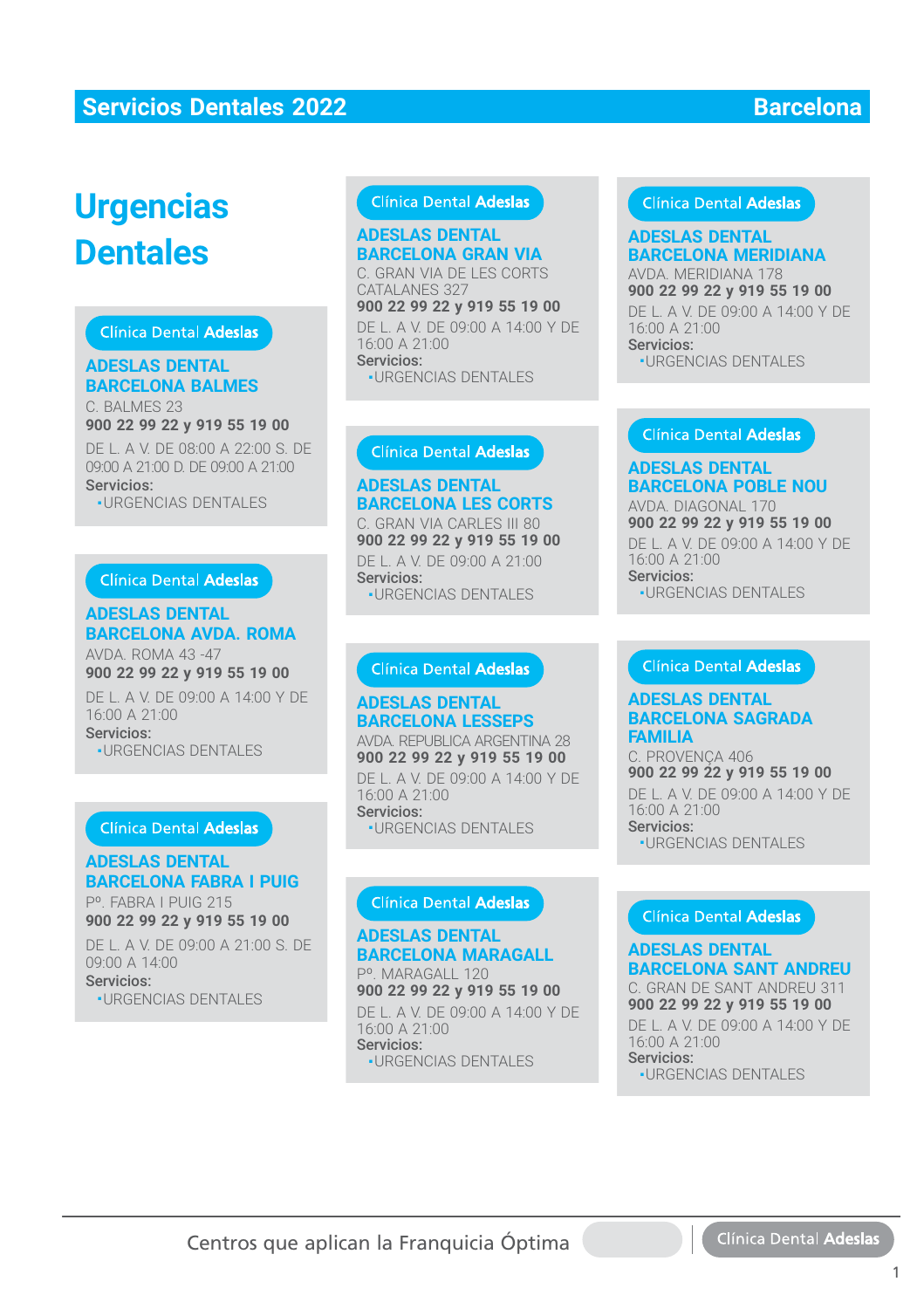# Servicios Dentales 2022 — Barcelona

## Urgencias Dentales

Clínica Dental Adeslas

### ADESLAS DENTAL BARCELONA BALMES

C. BALMES 23
**900 22 99 22 y 919 55 19 00**
DE L. A V. DE 08:00 A 22:00 S. DE 09:00 A 21:00 D. DE 09:00 A 21:00
**Servicios:**
- URGENCIAS DENTALES

Clínica Dental Adeslas

### ADESLAS DENTAL BARCELONA AVDA. ROMA

AVDA. ROMA 43 -47
**900 22 99 22 y 919 55 19 00**
DE L. A V. DE 09:00 A 14:00 Y DE 16:00 A 21:00
**Servicios:**
- URGENCIAS DENTALES

Clínica Dental Adeslas

### ADESLAS DENTAL BARCELONA FABRA I PUIG

Pº. FABRA I PUIG 215
**900 22 99 22 y 919 55 19 00**
DE L. A V. DE 09:00 A 21:00 S. DE 09:00 A 14:00
**Servicios:**
- URGENCIAS DENTALES

Clínica Dental Adeslas

### ADESLAS DENTAL BARCELONA GRAN VIA

C. GRAN VIA DE LES CORTS CATALANES 327
**900 22 99 22 y 919 55 19 00**
DE L. A V. DE 09:00 A 14:00 Y DE 16:00 A 21:00
**Servicios:**
- URGENCIAS DENTALES

Clínica Dental Adeslas

### ADESLAS DENTAL BARCELONA LES CORTS

C. GRAN VIA CARLES III 80
**900 22 99 22 y 919 55 19 00**
DE L. A V. DE 09:00 A 21:00
**Servicios:**
- URGENCIAS DENTALES

Clínica Dental Adeslas

### ADESLAS DENTAL BARCELONA LESSEPS

AVDA. REPUBLICA ARGENTINA 28
**900 22 99 22 y 919 55 19 00**
DE L. A V. DE 09:00 A 14:00 Y DE 16:00 A 21:00
**Servicios:**
- URGENCIAS DENTALES

Clínica Dental Adeslas

### ADESLAS DENTAL BARCELONA MARAGALL

Pº. MARAGALL 120
**900 22 99 22 y 919 55 19 00**
DE L. A V. DE 09:00 A 14:00 Y DE 16:00 A 21:00
**Servicios:**
- URGENCIAS DENTALES

Clínica Dental Adeslas

### ADESLAS DENTAL BARCELONA MERIDIANA

AVDA. MERIDIANA 178
**900 22 99 22 y 919 55 19 00**
DE L. A V. DE 09:00 A 14:00 Y DE 16:00 A 21:00
**Servicios:**
- URGENCIAS DENTALES

Clínica Dental Adeslas

### ADESLAS DENTAL BARCELONA POBLE NOU

AVDA. DIAGONAL 170
**900 22 99 22 y 919 55 19 00**
DE L. A V. DE 09:00 A 14:00 Y DE 16:00 A 21:00
**Servicios:**
- URGENCIAS DENTALES

Clínica Dental Adeslas

### ADESLAS DENTAL BARCELONA SAGRADA FAMILIA

C. PROVENÇA 406
**900 22 99 22 y 919 55 19 00**
DE L. A V. DE 09:00 A 14:00 Y DE 16:00 A 21:00
**Servicios:**
- URGENCIAS DENTALES

Clínica Dental Adeslas

### ADESLAS DENTAL BARCELONA SANT ANDREU

C. GRAN DE SANT ANDREU 311
**900 22 99 22 y 919 55 19 00**
DE L. A V. DE 09:00 A 14:00 Y DE 16:00 A 21:00
**Servicios:**
- URGENCIAS DENTALES

Centros que aplican la Franquicia Óptima — Clínica Dental Adeslas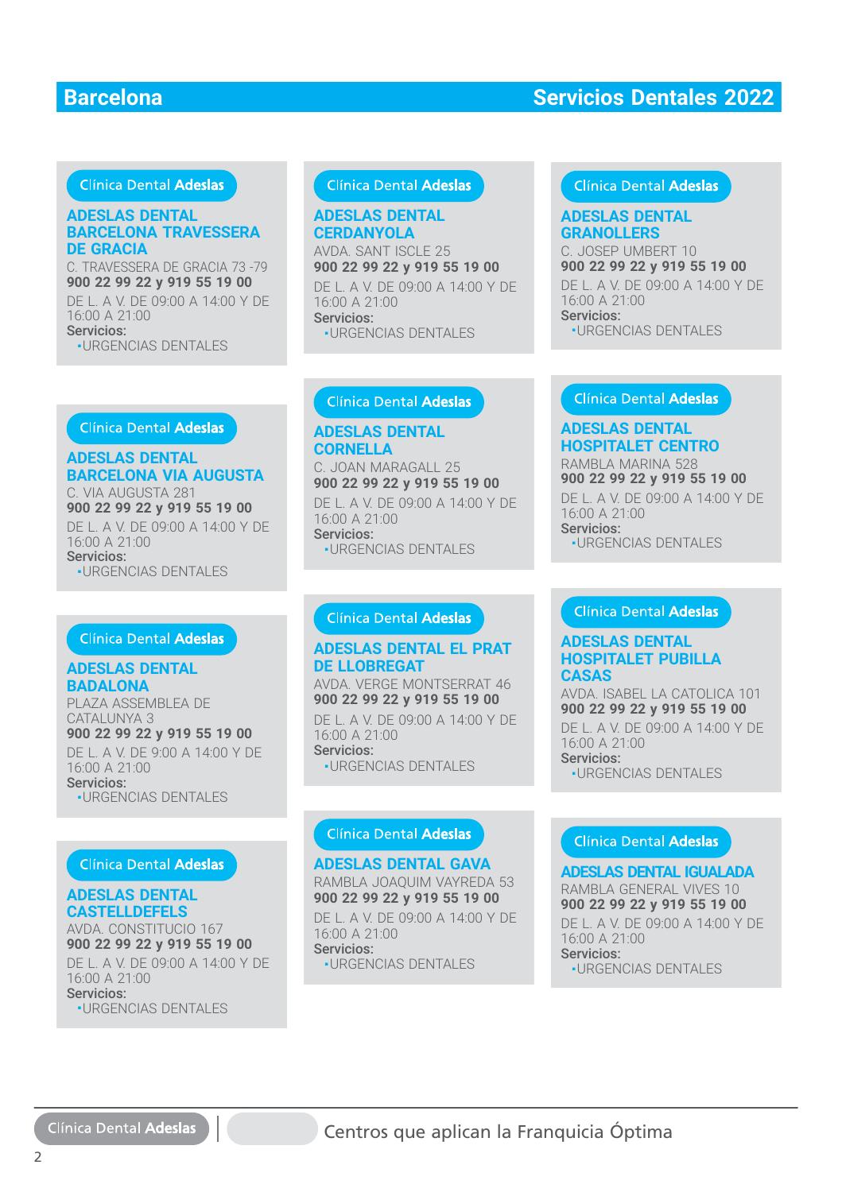## Barcelona — Servicios Dentales 2022

Clínica Dental **Adeslas**

### ADESLAS DENTAL BARCELONA TRAVESSERA DE GRACIA

C. TRAVESSERA DE GRACIA 73 -79
**900 22 99 22 y 919 55 19 00**
DE L. A V. DE 09:00 A 14:00 Y DE 16:00 A 21:00
**Servicios:**
- URGENCIAS DENTALES

Clínica Dental **Adeslas**

### ADESLAS DENTAL BARCELONA VIA AUGUSTA

C. VIA AUGUSTA 281
**900 22 99 22 y 919 55 19 00**
DE L. A V. DE 09:00 A 14:00 Y DE 16:00 A 21:00
**Servicios:**
- URGENCIAS DENTALES

Clínica Dental **Adeslas**

### ADESLAS DENTAL BADALONA

PLAZA ASSEMBLEA DE CATALUNYA 3
**900 22 99 22 y 919 55 19 00**
DE L. A V. DE 9:00 A 14:00 Y DE 16:00 A 21:00
**Servicios:**
- URGENCIAS DENTALES

Clínica Dental **Adeslas**

### ADESLAS DENTAL CASTELLDEFELS

AVDA. CONSTITUCIO 167
**900 22 99 22 y 919 55 19 00**
DE L. A V. DE 09:00 A 14:00 Y DE 16:00 A 21:00
**Servicios:**
- URGENCIAS DENTALES

Clínica Dental **Adeslas**

### ADESLAS DENTAL CERDANYOLA

AVDA. SANT ISCLE 25
**900 22 99 22 y 919 55 19 00**
DE L. A V. DE 09:00 A 14:00 Y DE 16:00 A 21:00
**Servicios:**
- URGENCIAS DENTALES

Clínica Dental **Adeslas**

### ADESLAS DENTAL CORNELLA

C. JOAN MARAGALL 25
**900 22 99 22 y 919 55 19 00**
DE L. A V. DE 09:00 A 14:00 Y DE 16:00 A 21:00
**Servicios:**
- URGENCIAS DENTALES

Clínica Dental **Adeslas**

### ADESLAS DENTAL EL PRAT DE LLOBREGAT

AVDA. VERGE MONTSERRAT 46
**900 22 99 22 y 919 55 19 00**
DE L. A V. DE 09:00 A 14:00 Y DE 16:00 A 21:00
**Servicios:**
- URGENCIAS DENTALES

Clínica Dental **Adeslas**

### ADESLAS DENTAL GAVA

RAMBLA JOAQUIM VAYREDA 53
**900 22 99 22 y 919 55 19 00**
DE L. A V. DE 09:00 A 14:00 Y DE 16:00 A 21:00
**Servicios:**
- URGENCIAS DENTALES

Clínica Dental **Adeslas**

### ADESLAS DENTAL GRANOLLERS

C. JOSEP UMBERT 10
**900 22 99 22 y 919 55 19 00**
DE L. A V. DE 09:00 A 14:00 Y DE 16:00 A 21:00
**Servicios:**
- URGENCIAS DENTALES

Clínica Dental **Adeslas**

### ADESLAS DENTAL HOSPITALET CENTRO

RAMBLA MARINA 528
**900 22 99 22 y 919 55 19 00**
DE L. A V. DE 09:00 A 14:00 Y DE 16:00 A 21:00
**Servicios:**
- URGENCIAS DENTALES

Clínica Dental **Adeslas**

### ADESLAS DENTAL HOSPITALET PUBILLA CASAS

AVDA. ISABEL LA CATOLICA 101
**900 22 99 22 y 919 55 19 00**
DE L. A V. DE 09:00 A 14:00 Y DE 16:00 A 21:00
**Servicios:**
- URGENCIAS DENTALES

Clínica Dental **Adeslas**

### ADESLAS DENTAL IGUALADA

RAMBLA GENERAL VIVES 10
**900 22 99 22 y 919 55 19 00**
DE L. A V. DE 09:00 A 14:00 Y DE 16:00 A 21:00
**Servicios:**
- URGENCIAS DENTALES

Clínica Dental **Adeslas** | Centros que aplican la Franquicia Óptima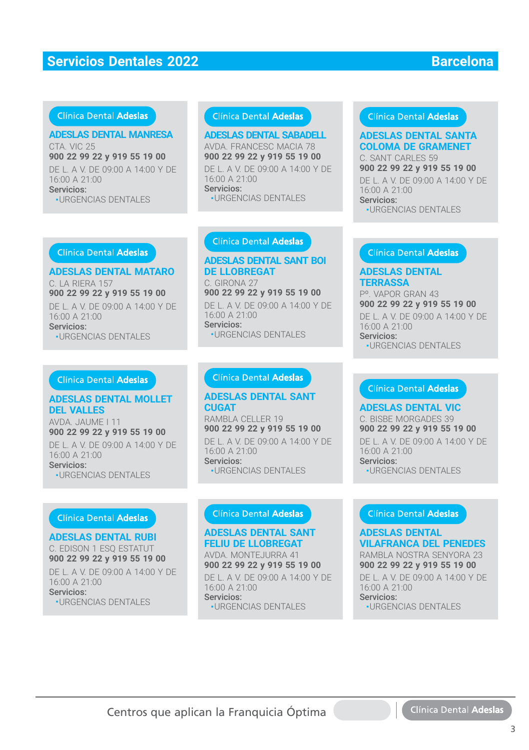## Servicios Dentales 2022 — Barcelona

**Clínica Dental Adeslas**

### ADESLAS DENTAL MANRESA
CTA. VIC 25
**900 22 99 22 y 919 55 19 00**
DE L. A V. DE 09:00 A 14:00 Y DE 16:00 A 21:00
**Servicios:**
- URGENCIAS DENTALES

**Clínica Dental Adeslas**

### ADESLAS DENTAL SABADELL
AVDA. FRANCESC MACIA 78
**900 22 99 22 y 919 55 19 00**
DE L. A V. DE 09:00 A 14:00 Y DE 16:00 A 21:00
**Servicios:**
- URGENCIAS DENTALES

**Clínica Dental Adeslas**

### ADESLAS DENTAL SANTA COLOMA DE GRAMENET
C. SANT CARLES 59
**900 22 99 22 y 919 55 19 00**
DE L. A V. DE 09:00 A 14:00 Y DE 16:00 A 21:00
**Servicios:**
- URGENCIAS DENTALES

**Clínica Dental Adeslas**

### ADESLAS DENTAL MATARO
C. LA RIERA 157
**900 22 99 22 y 919 55 19 00**
DE L. A V. DE 09:00 A 14:00 Y DE 16:00 A 21:00
**Servicios:**
- URGENCIAS DENTALES

**Clínica Dental Adeslas**

### ADESLAS DENTAL SANT BOI DE LLOBREGAT
C. GIRONA 27
**900 22 99 22 y 919 55 19 00**
DE L. A V. DE 09:00 A 14:00 Y DE 16:00 A 21:00
**Servicios:**
- URGENCIAS DENTALES

**Clínica Dental Adeslas**

### ADESLAS DENTAL TERRASSA
Pº. VAPOR GRAN 43
**900 22 99 22 y 919 55 19 00**
DE L. A V. DE 09:00 A 14:00 Y DE 16:00 A 21:00
**Servicios:**
- URGENCIAS DENTALES

**Clínica Dental Adeslas**

### ADESLAS DENTAL MOLLET DEL VALLES
AVDA. JAUME I 11
**900 22 99 22 y 919 55 19 00**
DE L. A V. DE 09:00 A 14:00 Y DE 16:00 A 21:00
**Servicios:**
- URGENCIAS DENTALES

**Clínica Dental Adeslas**

### ADESLAS DENTAL SANT CUGAT
RAMBLA CELLER 19
**900 22 99 22 y 919 55 19 00**
DE L. A V. DE 09:00 A 14:00 Y DE 16:00 A 21:00
**Servicios:**
- URGENCIAS DENTALES

**Clínica Dental Adeslas**

### ADESLAS DENTAL VIC
C. BISBE MORGADES 39
**900 22 99 22 y 919 55 19 00**
DE L. A V. DE 09:00 A 14:00 Y DE 16:00 A 21:00
**Servicios:**
- URGENCIAS DENTALES

**Clínica Dental Adeslas**

### ADESLAS DENTAL RUBI
C. EDISON 1 ESQ ESTATUT
**900 22 99 22 y 919 55 19 00**
DE L. A V. DE 09:00 A 14:00 Y DE 16:00 A 21:00
**Servicios:**
- URGENCIAS DENTALES

**Clínica Dental Adeslas**

### ADESLAS DENTAL SANT FELIU DE LLOBREGAT
AVDA. MONTEJURRA 41
**900 22 99 22 y 919 55 19 00**
DE L. A V. DE 09:00 A 14:00 Y DE 16:00 A 21:00
**Servicios:**
- URGENCIAS DENTALES

**Clínica Dental Adeslas**

### ADESLAS DENTAL VILAFRANCA DEL PENEDES
RAMBLA NOSTRA SENYORA 23
**900 22 99 22 y 919 55 19 00**
DE L. A V. DE 09:00 A 14:00 Y DE 16:00 A 21:00
**Servicios:**
- URGENCIAS DENTALES

Centros que aplican la Franquicia Óptima | Clínica Dental Adeslas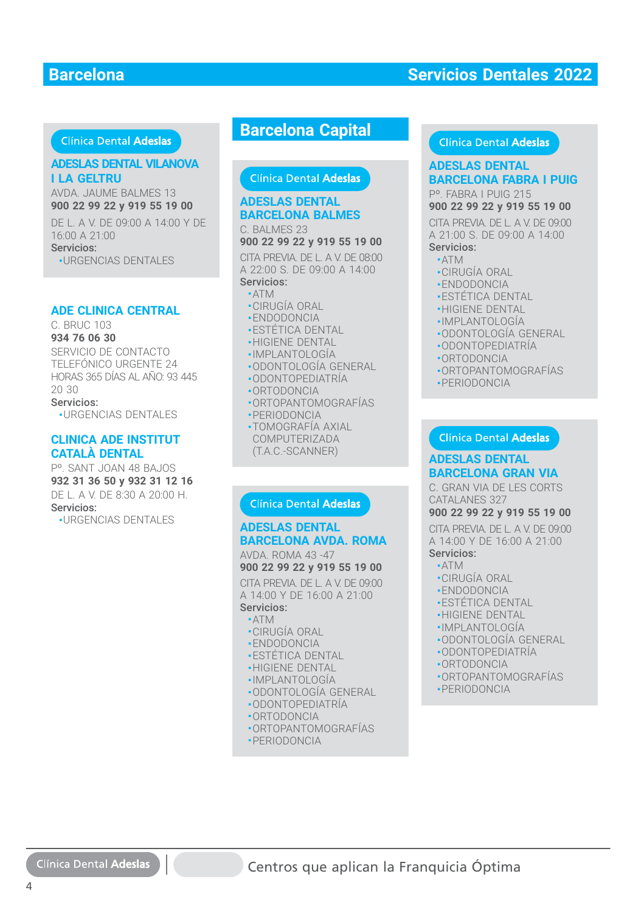# Barcelona — Servicios Dentales 2022

Clínica Dental Adeslas

### ADESLAS DENTAL VILANOVA I LA GELTRU

AVDA. JAUME BALMES 13
**900 22 99 22 y 919 55 19 00**
DE L. A V. DE 09:00 A 14:00 Y DE 16:00 A 21:00
**Servicios:**
- URGENCIAS DENTALES

### ADE CLINICA CENTRAL

C. BRUC 103
**934 76 06 30**
SERVICIO DE CONTACTO TELEFÓNICO URGENTE 24 HORAS 365 DÍAS AL AÑO: 93 445 20 30
**Servicios:**
- URGENCIAS DENTALES

### CLINICA ADE INSTITUT CATALÀ DENTAL

Pº. SANT JOAN 48 BAJOS
**932 31 36 50 y 932 31 12 16**
DE L. A V. DE 8:30 A 20:00 H.
**Servicios:**
- URGENCIAS DENTALES

## Barcelona Capital

Clínica Dental Adeslas

### ADESLAS DENTAL BARCELONA BALMES

C. BALMES 23
**900 22 99 22 y 919 55 19 00**
CITA PREVIA. DE L. A V. DE 08:00 A 22:00 S. DE 09:00 A 14:00
**Servicios:**
- ATM
- CIRUGÍA ORAL
- ENDODONCIA
- ESTÉTICA DENTAL
- HIGIENE DENTAL
- IMPLANTOLOGÍA
- ODONTOLOGÍA GENERAL
- ODONTOPEDIATRÍA
- ORTODONCIA
- ORTOPANTOMOGRAFÍAS
- PERIODONCIA
- TOMOGRAFÍA AXIAL COMPUTERIZADA (T.A.C.-SCANNER)

Clínica Dental Adeslas

### ADESLAS DENTAL BARCELONA AVDA. ROMA

AVDA. ROMA 43 -47
**900 22 99 22 y 919 55 19 00**
CITA PREVIA. DE L. A V. DE 09:00 A 14:00 Y DE 16:00 A 21:00
**Servicios:**
- ATM
- CIRUGÍA ORAL
- ENDODONCIA
- ESTÉTICA DENTAL
- HIGIENE DENTAL
- IMPLANTOLOGÍA
- ODONTOLOGÍA GENERAL
- ODONTOPEDIATRÍA
- ORTODONCIA
- ORTOPANTOMOGRAFÍAS
- PERIODONCIA

Clínica Dental Adeslas

### ADESLAS DENTAL BARCELONA FABRA I PUIG

Pº. FABRA I PUIG 215
**900 22 99 22 y 919 55 19 00**
CITA PREVIA. DE L. A V. DE 09:00 A 21:00 S. DE 09:00 A 14:00
**Servicios:**
- ATM
- CIRUGÍA ORAL
- ENDODONCIA
- ESTÉTICA DENTAL
- HIGIENE DENTAL
- IMPLANTOLOGÍA
- ODONTOLOGÍA GENERAL
- ODONTOPEDIATRÍA
- ORTODONCIA
- ORTOPANTOMOGRAFÍAS
- PERIODONCIA

Clínica Dental Adeslas

### ADESLAS DENTAL BARCELONA GRAN VIA

C. GRAN VIA DE LES CORTS CATALANES 327
**900 22 99 22 y 919 55 19 00**
CITA PREVIA. DE L. A V. DE 09:00 A 14:00 Y DE 16:00 A 21:00
**Servicios:**
- ATM
- CIRUGÍA ORAL
- ENDODONCIA
- ESTÉTICA DENTAL
- HIGIENE DENTAL
- IMPLANTOLOGÍA
- ODONTOLOGÍA GENERAL
- ODONTOPEDIATRÍA
- ORTODONCIA
- ORTOPANTOMOGRAFÍAS
- PERIODONCIA

Clínica Dental Adeslas | Centros que aplican la Franquicia Óptima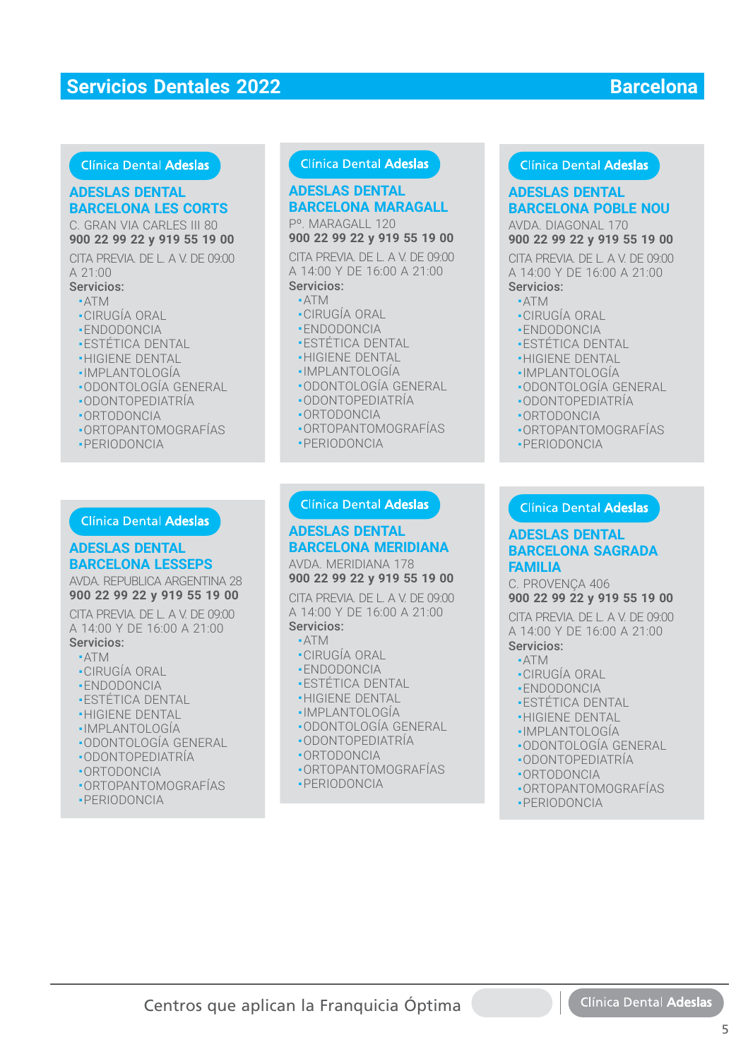# Servicios Dentales 2022 — Barcelona

Clínica Dental Adeslas

## ADESLAS DENTAL BARCELONA LES CORTS

C. GRAN VIA CARLES III 80

**900 22 99 22 y 919 55 19 00**

CITA PREVIA. DE L. A V. DE 09:00 A 21:00

**Servicios:**

- ATM
- CIRUGÍA ORAL
- ENDODONCIA
- ESTÉTICA DENTAL
- HIGIENE DENTAL
- IMPLANTOLOGÍA
- ODONTOLOGÍA GENERAL
- ODONTOPEDIATRÍA
- ORTODONCIA
- ORTOPANTOMOGRAFÍAS
- PERIODONCIA

Clínica Dental Adeslas

## ADESLAS DENTAL BARCELONA MARAGALL

Pº. MARAGALL 120

**900 22 99 22 y 919 55 19 00**

CITA PREVIA. DE L. A V. DE 09:00 A 14:00 Y DE 16:00 A 21:00

**Servicios:**

- ATM
- CIRUGÍA ORAL
- ENDODONCIA
- ESTÉTICA DENTAL
- HIGIENE DENTAL
- IMPLANTOLOGÍA
- ODONTOLOGÍA GENERAL
- ODONTOPEDIATRÍA
- ORTODONCIA
- ORTOPANTOMOGRAFÍAS
- PERIODONCIA

Clínica Dental Adeslas

## ADESLAS DENTAL BARCELONA POBLE NOU

AVDA. DIAGONAL 170

**900 22 99 22 y 919 55 19 00**

CITA PREVIA. DE L. A V. DE 09:00 A 14:00 Y DE 16:00 A 21:00

**Servicios:**

- ATM
- CIRUGÍA ORAL
- ENDODONCIA
- ESTÉTICA DENTAL
- HIGIENE DENTAL
- IMPLANTOLOGÍA
- ODONTOLOGÍA GENERAL
- ODONTOPEDIATRÍA
- ORTODONCIA
- ORTOPANTOMOGRAFÍAS
- PERIODONCIA

Clínica Dental Adeslas

## ADESLAS DENTAL BARCELONA LESSEPS

AVDA. REPUBLICA ARGENTINA 28

**900 22 99 22 y 919 55 19 00**

CITA PREVIA. DE L. A V. DE 09:00 A 14:00 Y DE 16:00 A 21:00

**Servicios:**

- ATM
- CIRUGÍA ORAL
- ENDODONCIA
- ESTÉTICA DENTAL
- HIGIENE DENTAL
- IMPLANTOLOGÍA
- ODONTOLOGÍA GENERAL
- ODONTOPEDIATRÍA
- ORTODONCIA
- ORTOPANTOMOGRAFÍAS
- PERIODONCIA

Clínica Dental Adeslas

## ADESLAS DENTAL BARCELONA MERIDIANA

AVDA. MERIDIANA 178

**900 22 99 22 y 919 55 19 00**

CITA PREVIA. DE L. A V. DE 09:00 A 14:00 Y DE 16:00 A 21:00

**Servicios:**

- ATM
- CIRUGÍA ORAL
- ENDODONCIA
- ESTÉTICA DENTAL
- HIGIENE DENTAL
- IMPLANTOLOGÍA
- ODONTOLOGÍA GENERAL
- ODONTOPEDIATRÍA
- ORTODONCIA
- ORTOPANTOMOGRAFÍAS
- PERIODONCIA

Clínica Dental Adeslas

## ADESLAS DENTAL BARCELONA SAGRADA FAMILIA

C. PROVENÇA 406

**900 22 99 22 y 919 55 19 00**

CITA PREVIA. DE L. A V. DE 09:00 A 14:00 Y DE 16:00 A 21:00

**Servicios:**

- ATM
- CIRUGÍA ORAL
- ENDODONCIA
- ESTÉTICA DENTAL
- HIGIENE DENTAL
- IMPLANTOLOGÍA
- ODONTOLOGÍA GENERAL
- ODONTOPEDIATRÍA
- ORTODONCIA
- ORTOPANTOMOGRAFÍAS
- PERIODONCIA

Centros que aplican la Franquicia Óptima — Clínica Dental Adeslas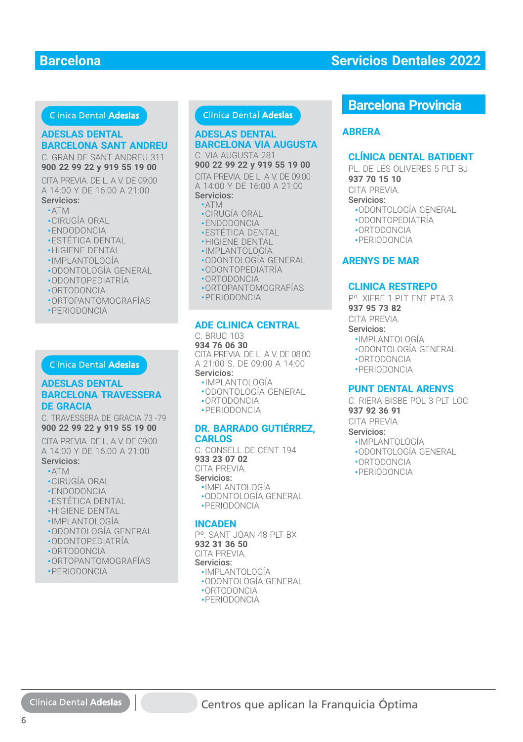# Barcelona

# Servicios Dentales 2022

Clínica Dental **Adeslas**

### ADESLAS DENTAL BARCELONA SANT ANDREU

C. GRAN DE SANT ANDREU 311
**900 22 99 22 y 919 55 19 00**
CITA PREVIA. DE L. A V. DE 09:00 A 14:00 Y DE 16:00 A 21:00
**Servicios:**
- ATM
- CIRUGÍA ORAL
- ENDODONCIA
- ESTÉTICA DENTAL
- HIGIENE DENTAL
- IMPLANTOLOGÍA
- ODONTOLOGÍA GENERAL
- ODONTOPEDIATRÍA
- ORTODONCIA
- ORTOPANTOMOGRAFÍAS
- PERIODONCIA

Clínica Dental **Adeslas**

### ADESLAS DENTAL BARCELONA TRAVESSERA DE GRACIA

C. TRAVESSERA DE GRACIA 73 -79
**900 22 99 22 y 919 55 19 00**
CITA PREVIA. DE L. A V. DE 09:00 A 14:00 Y DE 16:00 A 21:00
**Servicios:**
- ATM
- CIRUGÍA ORAL
- ENDODONCIA
- ESTÉTICA DENTAL
- HIGIENE DENTAL
- IMPLANTOLOGÍA
- ODONTOLOGÍA GENERAL
- ODONTOPEDIATRÍA
- ORTODONCIA
- ORTOPANTOMOGRAFÍAS
- PERIODONCIA

Clínica Dental **Adeslas**

### ADESLAS DENTAL BARCELONA VIA AUGUSTA

C. VIA AUGUSTA 281
**900 22 99 22 y 919 55 19 00**
CITA PREVIA. DE L. A V. DE 09:00 A 14:00 Y DE 16:00 A 21:00
**Servicios:**
- ATM
- CIRUGÍA ORAL
- ENDODONCIA
- ESTÉTICA DENTAL
- HIGIENE DENTAL
- IMPLANTOLOGÍA
- ODONTOLOGÍA GENERAL
- ODONTOPEDIATRÍA
- ORTODONCIA
- ORTOPANTOMOGRAFÍAS
- PERIODONCIA

### ADE CLINICA CENTRAL

C. BRUC 103
**934 76 06 30**
CITA PREVIA. DE L. A V. DE 08:00 A 21:00 S. DE 09:00 A 14:00
**Servicios:**
- IMPLANTOLOGÍA
- ODONTOLOGÍA GENERAL
- ORTODONCIA
- PERIODONCIA

### DR. BARRADO GUTIÉRREZ, CARLOS

C. CONSELL DE CENT 194
**933 23 07 02**
CITA PREVIA.
**Servicios:**
- IMPLANTOLOGÍA
- ODONTOLOGÍA GENERAL
- PERIODONCIA

### INCADEN

Pº. SANT JOAN 48 PLT BX
**932 31 36 50**
CITA PREVIA.
**Servicios:**
- IMPLANTOLOGÍA
- ODONTOLOGÍA GENERAL
- ORTODONCIA
- PERIODONCIA

## Barcelona Provincia

### ABRERA

### CLÍNICA DENTAL BATIDENT

PL. DE LES OLIVERES 5 PLT BJ
**937 70 15 10**
CITA PREVIA.
**Servicios:**
- ODONTOLOGÍA GENERAL
- ODONTOPEDIATRÍA
- ORTODONCIA
- PERIODONCIA

### ARENYS DE MAR

### CLINICA RESTREPO

Pº. XIFRE 1 PLT ENT PTA 3
**937 95 73 82**
CITA PREVIA.
**Servicios:**
- IMPLANTOLOGÍA
- ODONTOLOGÍA GENERAL
- ORTODONCIA
- PERIODONCIA

### PUNT DENTAL ARENYS

C. RIERA BISBE POL 3 PLT LOC
**937 92 36 91**
CITA PREVIA.
**Servicios:**
- IMPLANTOLOGÍA
- ODONTOLOGÍA GENERAL
- ORTODONCIA
- PERIODONCIA

Clínica Dental **Adeslas** | Centros que aplican la Franquicia Óptima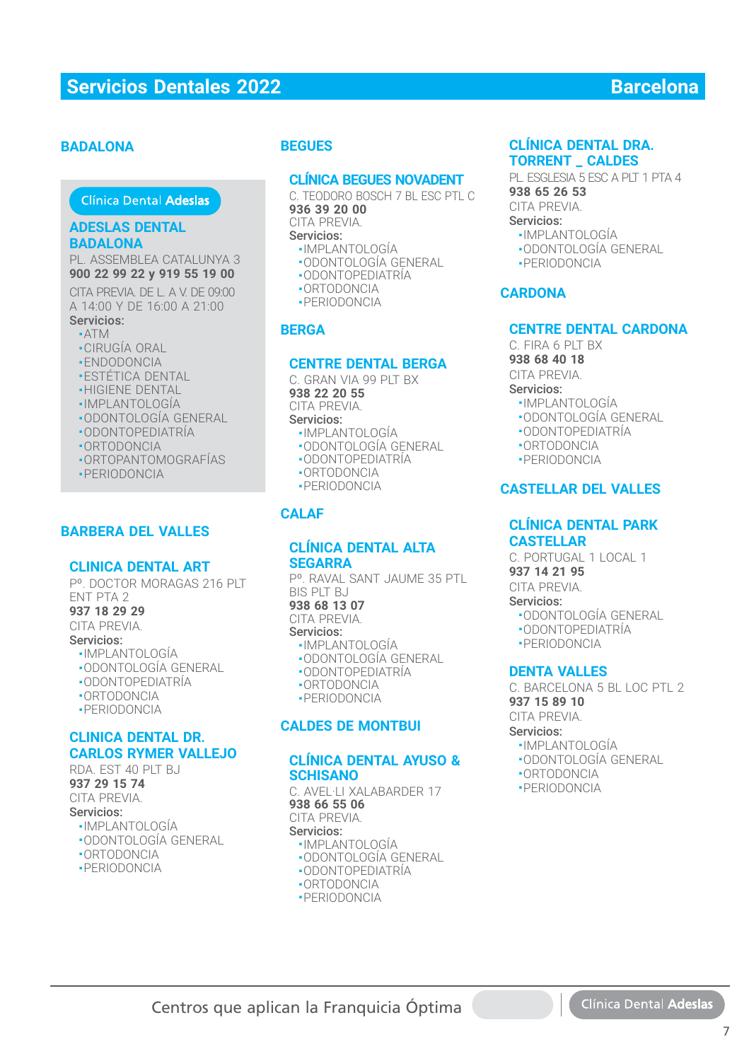## Servicios Dentales 2022 — Barcelona

### BADALONA

Clínica Dental Adeslas

#### ADESLAS DENTAL BADALONA

PL. ASSEMBLEA CATALUNYA 3
**900 22 99 22 y 919 55 19 00**
CITA PREVIA. DE L. A V. DE 09:00 A 14:00 Y DE 16:00 A 21:00
**Servicios:**
- ATM
- CIRUGÍA ORAL
- ENDODONCIA
- ESTÉTICA DENTAL
- HIGIENE DENTAL
- IMPLANTOLOGÍA
- ODONTOLOGÍA GENERAL
- ODONTOPEDIATRÍA
- ORTODONCIA
- ORTOPANTOMOGRAFÍAS
- PERIODONCIA

### BARBERA DEL VALLES

#### CLINICA DENTAL ART

Pº. DOCTOR MORAGAS 216 PLT ENT PTA 2
**937 18 29 29**
CITA PREVIA.
**Servicios:**
- IMPLANTOLOGÍA
- ODONTOLOGÍA GENERAL
- ODONTOPEDIATRÍA
- ORTODONCIA
- PERIODONCIA

#### CLINICA DENTAL DR. CARLOS RYMER VALLEJO

RDA. EST 40 PLT BJ
**937 29 15 74**
CITA PREVIA.
**Servicios:**
- IMPLANTOLOGÍA
- ODONTOLOGÍA GENERAL
- ORTODONCIA
- PERIODONCIA

### BEGUES

#### CLÍNICA BEGUES NOVADENT

C. TEODORO BOSCH 7 BL ESC PTL C
**936 39 20 00**
CITA PREVIA.
**Servicios:**
- IMPLANTOLOGÍA
- ODONTOLOGÍA GENERAL
- ODONTOPEDIATRÍA
- ORTODONCIA
- PERIODONCIA

### BERGA

#### CENTRE DENTAL BERGA

C. GRAN VIA 99 PLT BX
**938 22 20 55**
CITA PREVIA.
**Servicios:**
- IMPLANTOLOGÍA
- ODONTOLOGÍA GENERAL
- ODONTOPEDIATRÍA
- ORTODONCIA
- PERIODONCIA

### CALAF

#### CLÍNICA DENTAL ALTA SEGARRA

Pº. RAVAL SANT JAUME 35 PTL BIS PLT BJ
**938 68 13 07**
CITA PREVIA.
**Servicios:**
- IMPLANTOLOGÍA
- ODONTOLOGÍA GENERAL
- ODONTOPEDIATRÍA
- ORTODONCIA
- PERIODONCIA

### CALDES DE MONTBUI

#### CLÍNICA DENTAL AYUSO & SCHISANO

C. AVEL·LI XALABARDER 17
**938 66 55 06**
CITA PREVIA.
**Servicios:**
- IMPLANTOLOGÍA
- ODONTOLOGÍA GENERAL
- ODONTOPEDIATRÍA
- ORTODONCIA
- PERIODONCIA

#### CLÍNICA DENTAL DRA. TORRENT _ CALDES

PL. ESGLESIA 5 ESC A PLT 1 PTA 4
**938 65 26 53**
CITA PREVIA.
**Servicios:**
- IMPLANTOLOGÍA
- ODONTOLOGÍA GENERAL
- PERIODONCIA

### CARDONA

#### CENTRE DENTAL CARDONA

C. FIRA 6 PLT BX
**938 68 40 18**
CITA PREVIA.
**Servicios:**
- IMPLANTOLOGÍA
- ODONTOLOGÍA GENERAL
- ODONTOPEDIATRÍA
- ORTODONCIA
- PERIODONCIA

### CASTELLAR DEL VALLES

#### CLÍNICA DENTAL PARK CASTELLAR

C. PORTUGAL 1 LOCAL 1
**937 14 21 95**
CITA PREVIA.
**Servicios:**
- ODONTOLOGÍA GENERAL
- ODONTOPEDIATRÍA
- PERIODONCIA

#### DENTA VALLES

C. BARCELONA 5 BL LOC PTL 2
**937 15 89 10**
CITA PREVIA.
**Servicios:**
- IMPLANTOLOGÍA
- ODONTOLOGÍA GENERAL
- ORTODONCIA
- PERIODONCIA

Centros que aplican la Franquicia Óptima | Clínica Dental Adeslas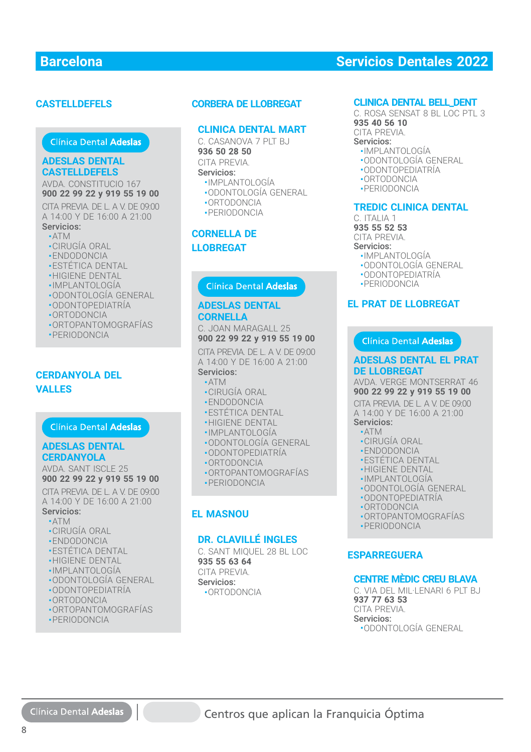# Barcelona — Servicios Dentales 2022

## CASTELLDEFELS

Clínica Dental **Adeslas**

### ADESLAS DENTAL CASTELLDEFELS

AVDA. CONSTITUCIO 167
**900 22 99 22 y 919 55 19 00**
CITA PREVIA. DE L. A V. DE 09:00 A 14:00 Y DE 16:00 A 21:00
**Servicios:**
- ATM
- CIRUGÍA ORAL
- ENDODONCIA
- ESTÉTICA DENTAL
- HIGIENE DENTAL
- IMPLANTOLOGÍA
- ODONTOLOGÍA GENERAL
- ODONTOPEDIATRÍA
- ORTODONCIA
- ORTOPANTOMOGRAFÍAS
- PERIODONCIA

## CERDANYOLA DEL VALLES

Clínica Dental **Adeslas**

### ADESLAS DENTAL CERDANYOLA

AVDA. SANT ISCLE 25
**900 22 99 22 y 919 55 19 00**
CITA PREVIA. DE L. A V. DE 09:00 A 14:00 Y DE 16:00 A 21:00
**Servicios:**
- ATM
- CIRUGÍA ORAL
- ENDODONCIA
- ESTÉTICA DENTAL
- HIGIENE DENTAL
- IMPLANTOLOGÍA
- ODONTOLOGÍA GENERAL
- ODONTOPEDIATRÍA
- ORTODONCIA
- ORTOPANTOMOGRAFÍAS
- PERIODONCIA

## CORBERA DE LLOBREGAT

### CLINICA DENTAL MART

C. CASANOVA 7 PLT BJ
**936 50 28 50**
CITA PREVIA.
**Servicios:**
- IMPLANTOLOGÍA
- ODONTOLOGÍA GENERAL
- ORTODONCIA
- PERIODONCIA

## CORNELLA DE LLOBREGAT

Clínica Dental **Adeslas**

### ADESLAS DENTAL CORNELLA

C. JOAN MARAGALL 25
**900 22 99 22 y 919 55 19 00**
CITA PREVIA. DE L. A V. DE 09:00 A 14:00 Y DE 16:00 A 21:00
**Servicios:**
- ATM
- CIRUGÍA ORAL
- ENDODONCIA
- ESTÉTICA DENTAL
- HIGIENE DENTAL
- IMPLANTOLOGÍA
- ODONTOLOGÍA GENERAL
- ODONTOPEDIATRÍA
- ORTODONCIA
- ORTOPANTOMOGRAFÍAS
- PERIODONCIA

## EL MASNOU

### DR. CLAVILLÉ INGLES

C. SANT MIQUEL 28 BL LOC
**935 55 63 64**
CITA PREVIA.
**Servicios:**
- ORTODONCIA

### CLINICA DENTAL BELL_DENT

C. ROSA SENSAT 8 BL LOC PTL 3
**935 40 56 10**
CITA PREVIA.
**Servicios:**
- IMPLANTOLOGÍA
- ODONTOLOGÍA GENERAL
- ODONTOPEDIATRÍA
- ORTODONCIA
- PERIODONCIA

### TREDIC CLINICA DENTAL

C. ITALIA 1
**935 55 52 53**
CITA PREVIA.
**Servicios:**
- IMPLANTOLOGÍA
- ODONTOLOGÍA GENERAL
- ODONTOPEDIATRÍA
- PERIODONCIA

## EL PRAT DE LLOBREGAT

Clínica Dental **Adeslas**

### ADESLAS DENTAL EL PRAT DE LLOBREGAT

AVDA. VERGE MONTSERRAT 46
**900 22 99 22 y 919 55 19 00**
CITA PREVIA. DE L. A V. DE 09:00 A 14:00 Y DE 16:00 A 21:00
**Servicios:**
- ATM
- CIRUGÍA ORAL
- ENDODONCIA
- ESTÉTICA DENTAL
- HIGIENE DENTAL
- IMPLANTOLOGÍA
- ODONTOLOGÍA GENERAL
- ODONTOPEDIATRÍA
- ORTODONCIA
- ORTOPANTOMOGRAFÍAS
- PERIODONCIA

## ESPARREGUERA

### CENTRE MÈDIC CREU BLAVA

C. VIA DEL MIL·LENARI 6 PLT BJ
**937 77 63 53**
CITA PREVIA.
**Servicios:**
- ODONTOLOGÍA GENERAL

---

Clínica Dental **Adeslas** | Centros que aplican la Franquicia Óptima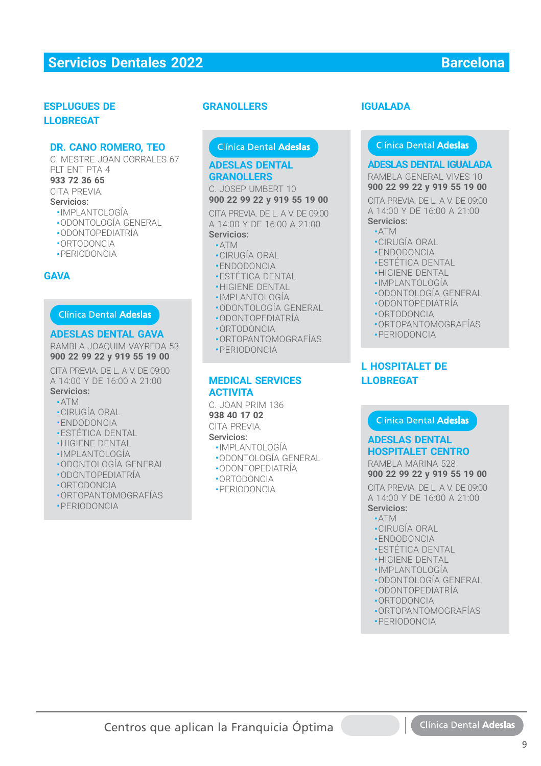# Servicios Dentales 2022 — Barcelona

## ESPLUGUES DE LLOBREGAT

### DR. CANO ROMERO, TEO

C. MESTRE JOAN CORRALES 67
PLT ENT PTA 4
**933 72 36 65**
CITA PREVIA.
**Servicios:**

- IMPLANTOLOGÍA
- ODONTOLOGÍA GENERAL
- ODONTOPEDIATRÍA
- ORTODONCIA
- PERIODONCIA

## GAVA

Clínica Dental Adeslas

### ADESLAS DENTAL GAVA

RAMBLA JOAQUIM VAYREDA 53
**900 22 99 22 y 919 55 19 00**
CITA PREVIA. DE L. A V. DE 09:00 A 14:00 Y DE 16:00 A 21:00
**Servicios:**

- ATM
- CIRUGÍA ORAL
- ENDODONCIA
- ESTÉTICA DENTAL
- HIGIENE DENTAL
- IMPLANTOLOGÍA
- ODONTOLOGÍA GENERAL
- ODONTOPEDIATRÍA
- ORTODONCIA
- ORTOPANTOMOGRAFÍAS
- PERIODONCIA

## GRANOLLERS

Clínica Dental Adeslas

### ADESLAS DENTAL GRANOLLERS

C. JOSEP UMBERT 10
**900 22 99 22 y 919 55 19 00**
CITA PREVIA. DE L. A V. DE 09:00 A 14:00 Y DE 16:00 A 21:00
**Servicios:**

- ATM
- CIRUGÍA ORAL
- ENDODONCIA
- ESTÉTICA DENTAL
- HIGIENE DENTAL
- IMPLANTOLOGÍA
- ODONTOLOGÍA GENERAL
- ODONTOPEDIATRÍA
- ORTODONCIA
- ORTOPANTOMOGRAFÍAS
- PERIODONCIA

### MEDICAL SERVICES ACTIVITA

C. JOAN PRIM 136
**938 40 17 02**
CITA PREVIA.
**Servicios:**

- IMPLANTOLOGÍA
- ODONTOLOGÍA GENERAL
- ODONTOPEDIATRÍA
- ORTODONCIA
- PERIODONCIA

## IGUALADA

Clínica Dental Adeslas

### ADESLAS DENTAL IGUALADA

RAMBLA GENERAL VIVES 10
**900 22 99 22 y 919 55 19 00**
CITA PREVIA. DE L. A V. DE 09:00 A 14:00 Y DE 16:00 A 21:00
**Servicios:**

- ATM
- CIRUGÍA ORAL
- ENDODONCIA
- ESTÉTICA DENTAL
- HIGIENE DENTAL
- IMPLANTOLOGÍA
- ODONTOLOGÍA GENERAL
- ODONTOPEDIATRÍA
- ORTODONCIA
- ORTOPANTOMOGRAFÍAS
- PERIODONCIA

## L HOSPITALET DE LLOBREGAT

Clínica Dental Adeslas

### ADESLAS DENTAL HOSPITALET CENTRO

RAMBLA MARINA 528
**900 22 99 22 y 919 55 19 00**
CITA PREVIA. DE L. A V. DE 09:00 A 14:00 Y DE 16:00 A 21:00
**Servicios:**

- ATM
- CIRUGÍA ORAL
- ENDODONCIA
- ESTÉTICA DENTAL
- HIGIENE DENTAL
- IMPLANTOLOGÍA
- ODONTOLOGÍA GENERAL
- ODONTOPEDIATRÍA
- ORTODONCIA
- ORTOPANTOMOGRAFÍAS
- PERIODONCIA

Centros que aplican la Franquicia Óptima | Clínica Dental Adeslas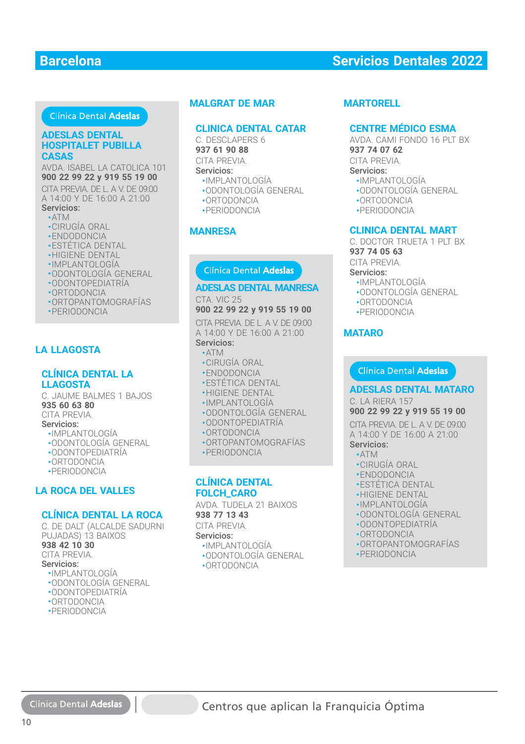# Barcelona

# Servicios Dentales 2022

Clínica Dental **Adeslas**

### ADESLAS DENTAL HOSPITALET PUBILLA CASAS

AVDA. ISABEL LA CATOLICA 101
**900 22 99 22 y 919 55 19 00**
CITA PREVIA. DE L. A V. DE 09:00 A 14:00 Y DE 16:00 A 21:00
**Servicios:**
- ATM
- CIRUGÍA ORAL
- ENDODONCIA
- ESTÉTICA DENTAL
- HIGIENE DENTAL
- IMPLANTOLOGÍA
- ODONTOLOGÍA GENERAL
- ODONTOPEDIATRÍA
- ORTODONCIA
- ORTOPANTOMOGRAFÍAS
- PERIODONCIA

## LA LLAGOSTA

### CLÍNICA DENTAL LA LLAGOSTA

C. JAUME BALMES 1 BAJOS
**935 60 63 80**
CITA PREVIA.
**Servicios:**
- IMPLANTOLOGÍA
- ODONTOLOGÍA GENERAL
- ODONTOPEDIATRÍA
- ORTODONCIA
- PERIODONCIA

## LA ROCA DEL VALLES

### CLÍNICA DENTAL LA ROCA

C. DE DALT (ALCALDE SADURNI PUJADAS) 13 BAIXOS
**938 42 10 30**
CITA PREVIA.
**Servicios:**
- IMPLANTOLOGÍA
- ODONTOLOGÍA GENERAL
- ODONTOPEDIATRÍA
- ORTODONCIA
- PERIODONCIA

## MALGRAT DE MAR

### CLINICA DENTAL CATAR

C. DESCLAPERS 6
**937 61 90 88**
CITA PREVIA.
**Servicios:**
- IMPLANTOLOGÍA
- ODONTOLOGÍA GENERAL
- ORTODONCIA
- PERIODONCIA

## MANRESA

Clínica Dental **Adeslas**

### ADESLAS DENTAL MANRESA

CTA. VIC 25
**900 22 99 22 y 919 55 19 00**
CITA PREVIA. DE L. A V. DE 09:00 A 14:00 Y DE 16:00 A 21:00
**Servicios:**
- ATM
- CIRUGÍA ORAL
- ENDODONCIA
- ESTÉTICA DENTAL
- HIGIENE DENTAL
- IMPLANTOLOGÍA
- ODONTOLOGÍA GENERAL
- ODONTOPEDIATRÍA
- ORTODONCIA
- ORTOPANTOMOGRAFÍAS
- PERIODONCIA

### CLÍNICA DENTAL FOLCH_CARO

AVDA. TUDELA 21 BAIXOS
**938 77 13 43**
CITA PREVIA.
**Servicios:**
- IMPLANTOLOGÍA
- ODONTOLOGÍA GENERAL
- ORTODONCIA

## MARTORELL

### CENTRE MÉDICO ESMA

AVDA. CAMI FONDO 16 PLT BX
**937 74 07 62**
CITA PREVIA.
**Servicios:**
- IMPLANTOLOGÍA
- ODONTOLOGÍA GENERAL
- ORTODONCIA
- PERIODONCIA

### CLINICA DENTAL MART

C. DOCTOR TRUETA 1 PLT BX
**937 74 05 63**
CITA PREVIA.
**Servicios:**
- IMPLANTOLOGÍA
- ODONTOLOGÍA GENERAL
- ORTODONCIA
- PERIODONCIA

## MATARO

Clínica Dental **Adeslas**

### ADESLAS DENTAL MATARO

C. LA RIERA 157
**900 22 99 22 y 919 55 19 00**
CITA PREVIA. DE L. A V. DE 09:00 A 14:00 Y DE 16:00 A 21:00
**Servicios:**
- ATM
- CIRUGÍA ORAL
- ENDODONCIA
- ESTÉTICA DENTAL
- HIGIENE DENTAL
- IMPLANTOLOGÍA
- ODONTOLOGÍA GENERAL
- ODONTOPEDIATRÍA
- ORTODONCIA
- ORTOPANTOMOGRAFÍAS
- PERIODONCIA

Clínica Dental **Adeslas** | Centros que aplican la Franquicia Óptima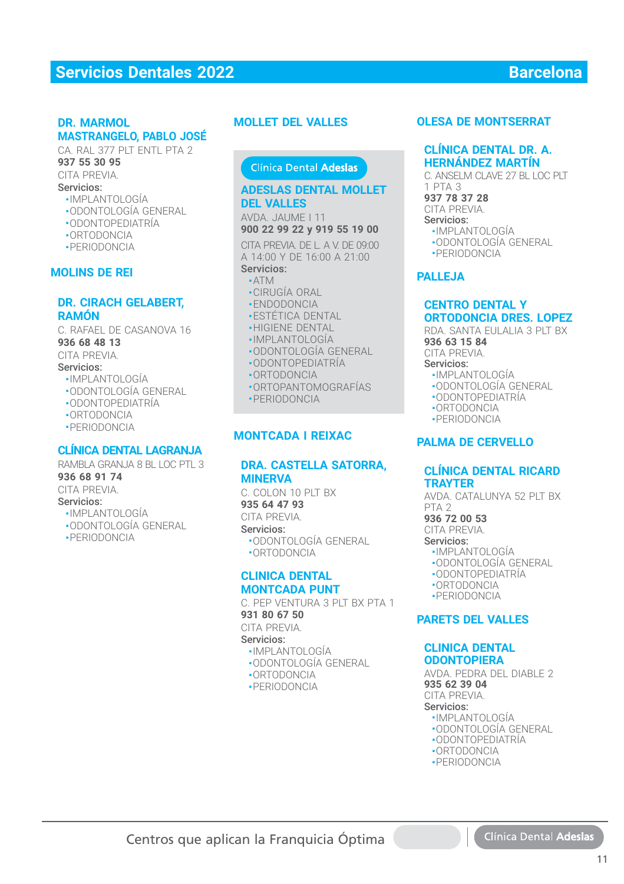# Servicios Dentales 2022 — Barcelona

### DR. MARMOL MASTRANGELO, PABLO JOSÉ

CA. RAL 377 PLT ENTL PTA 2
**937 55 30 95**
CITA PREVIA.
Servicios:
- IMPLANTOLOGÍA
- ODONTOLOGÍA GENERAL
- ODONTOPEDIATRÍA
- ORTODONCIA
- PERIODONCIA

## MOLINS DE REI

### DR. CIRACH GELABERT, RAMÓN

C. RAFAEL DE CASANOVA 16
**936 68 48 13**
CITA PREVIA.
Servicios:
- IMPLANTOLOGÍA
- ODONTOLOGÍA GENERAL
- ODONTOPEDIATRÍA
- ORTODONCIA
- PERIODONCIA

### CLÍNICA DENTAL LAGRANJA

RAMBLA GRANJA 8 BL LOC PTL 3
**936 68 91 74**
CITA PREVIA.
Servicios:
- IMPLANTOLOGÍA
- ODONTOLOGÍA GENERAL
- PERIODONCIA

## MOLLET DEL VALLES

Clínica Dental Adeslas

### ADESLAS DENTAL MOLLET DEL VALLES

AVDA. JAUME I 11
**900 22 99 22 y 919 55 19 00**
CITA PREVIA. DE L. A V. DE 09:00 A 14:00 Y DE 16:00 A 21:00
Servicios:
- ATM
- CIRUGÍA ORAL
- ENDODONCIA
- ESTÉTICA DENTAL
- HIGIENE DENTAL
- IMPLANTOLOGÍA
- ODONTOLOGÍA GENERAL
- ODONTOPEDIATRÍA
- ORTODONCIA
- ORTOPANTOMOGRAFÍAS
- PERIODONCIA

## MONTCADA I REIXAC

### DRA. CASTELLA SATORRA, MINERVA

C. COLON 10 PLT BX
**935 64 47 93**
CITA PREVIA.
Servicios:
- ODONTOLOGÍA GENERAL
- ORTODONCIA

### CLINICA DENTAL MONTCADA PUNT

C. PEP VENTURA 3 PLT BX PTA 1
**931 80 67 50**
CITA PREVIA.
Servicios:
- IMPLANTOLOGÍA
- ODONTOLOGÍA GENERAL
- ORTODONCIA
- PERIODONCIA

## OLESA DE MONTSERRAT

### CLÍNICA DENTAL DR. A. HERNÁNDEZ MARTÍN

C. ANSELM CLAVE 27 BL LOC PLT 1 PTA 3
**937 78 37 28**
CITA PREVIA.
Servicios:
- IMPLANTOLOGÍA
- ODONTOLOGÍA GENERAL
- PERIODONCIA

## PALLEJA

### CENTRO DENTAL Y ORTODONCIA DRES. LOPEZ

RDA. SANTA EULALIA 3 PLT BX
**936 63 15 84**
CITA PREVIA.
Servicios:
- IMPLANTOLOGÍA
- ODONTOLOGÍA GENERAL
- ODONTOPEDIATRÍA
- ORTODONCIA
- PERIODONCIA

## PALMA DE CERVELLO

### CLÍNICA DENTAL RICARD TRAYTER

AVDA. CATALUNYA 52 PLT BX PTA 2
**936 72 00 53**
CITA PREVIA.
Servicios:
- IMPLANTOLOGÍA
- ODONTOLOGÍA GENERAL
- ODONTOPEDIATRÍA
- ORTODONCIA
- PERIODONCIA

## PARETS DEL VALLES

### CLINICA DENTAL ODONTOPIERA

AVDA. PEDRA DEL DIABLE 2
**935 62 39 04**
CITA PREVIA.
Servicios:
- IMPLANTOLOGÍA
- ODONTOLOGÍA GENERAL
- ODONTOPEDIATRÍA
- ORTODONCIA
- PERIODONCIA

Centros que aplican la Franquicia Óptima | Clínica Dental Adeslas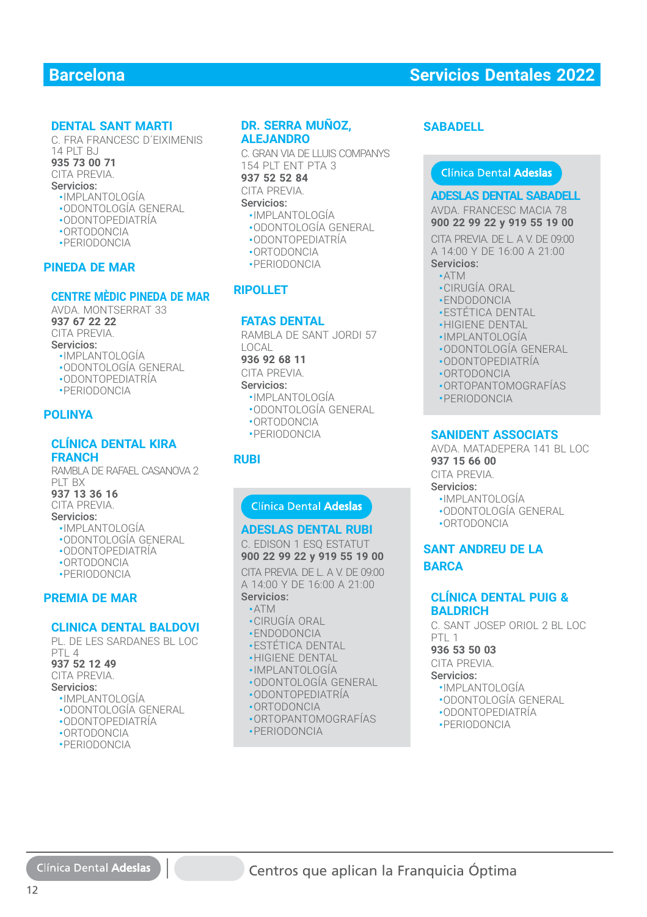# Barcelona — Servicios Dentales 2022

### DENTAL SANT MARTI

C. FRA FRANCESC D´EIXIMENIS 14 PLT BJ
**935 73 00 71**
CITA PREVIA.
**Servicios:**
- IMPLANTOLOGÍA
- ODONTOLOGÍA GENERAL
- ODONTOPEDIATRÍA
- ORTODONCIA
- PERIODONCIA

## PINEDA DE MAR

### CENTRE MÈDIC PINEDA DE MAR

AVDA. MONTSERRAT 33
**937 67 22 22**
CITA PREVIA.
**Servicios:**
- IMPLANTOLOGÍA
- ODONTOLOGÍA GENERAL
- ODONTOPEDIATRÍA
- PERIODONCIA

## POLINYA

### CLÍNICA DENTAL KIRA FRANCH

RAMBLA DE RAFAEL CASANOVA 2 PLT BX
**937 13 36 16**
CITA PREVIA.
**Servicios:**
- IMPLANTOLOGÍA
- ODONTOLOGÍA GENERAL
- ODONTOPEDIATRÍA
- ORTODONCIA
- PERIODONCIA

## PREMIA DE MAR

### CLINICA DENTAL BALDOVI

PL. DE LES SARDANES BL LOC PTL 4
**937 52 12 49**
CITA PREVIA.
**Servicios:**
- IMPLANTOLOGÍA
- ODONTOLOGÍA GENERAL
- ODONTOPEDIATRÍA
- ORTODONCIA
- PERIODONCIA

### DR. SERRA MUÑOZ, ALEJANDRO

C. GRAN VIA DE LLUIS COMPANYS 154 PLT ENT PTA 3
**937 52 52 84**
CITA PREVIA.
**Servicios:**
- IMPLANTOLOGÍA
- ODONTOLOGÍA GENERAL
- ODONTOPEDIATRÍA
- ORTODONCIA
- PERIODONCIA

## RIPOLLET

### FATAS DENTAL

RAMBLA DE SANT JORDI 57 LOCAL
**936 92 68 11**
CITA PREVIA.
**Servicios:**
- IMPLANTOLOGÍA
- ODONTOLOGÍA GENERAL
- ORTODONCIA
- PERIODONCIA

## RUBI

Clínica Dental **Adeslas**

### ADESLAS DENTAL RUBI

C. EDISON 1 ESQ ESTATUT
**900 22 99 22 y 919 55 19 00**
CITA PREVIA. DE L. A V. DE 09:00 A 14:00 Y DE 16:00 A 21:00
**Servicios:**
- ATM
- CIRUGÍA ORAL
- ENDODONCIA
- ESTÉTICA DENTAL
- HIGIENE DENTAL
- IMPLANTOLOGÍA
- ODONTOLOGÍA GENERAL
- ODONTOPEDIATRÍA
- ORTODONCIA
- ORTOPANTOMOGRAFÍAS
- PERIODONCIA

## SABADELL

Clínica Dental **Adeslas**

### ADESLAS DENTAL SABADELL

AVDA. FRANCESC MACIA 78
**900 22 99 22 y 919 55 19 00**
CITA PREVIA. DE L. A V. DE 09:00 A 14:00 Y DE 16:00 A 21:00
**Servicios:**
- ATM
- CIRUGÍA ORAL
- ENDODONCIA
- ESTÉTICA DENTAL
- HIGIENE DENTAL
- IMPLANTOLOGÍA
- ODONTOLOGÍA GENERAL
- ODONTOPEDIATRÍA
- ORTODONCIA
- ORTOPANTOMOGRAFÍAS
- PERIODONCIA

### SANIDENT ASSOCIATS

AVDA. MATADEPERA 141 BL LOC
**937 15 66 00**
CITA PREVIA.
**Servicios:**
- IMPLANTOLOGÍA
- ODONTOLOGÍA GENERAL
- ORTODONCIA

## SANT ANDREU DE LA BARCA

### CLÍNICA DENTAL PUIG & BALDRICH

C. SANT JOSEP ORIOL 2 BL LOC PTL 1
**936 53 50 03**
CITA PREVIA.
**Servicios:**
- IMPLANTOLOGÍA
- ODONTOLOGÍA GENERAL
- ODONTOPEDIATRÍA
- PERIODONCIA

---

Clínica Dental **Adeslas** | Centros que aplican la Franquicia Óptima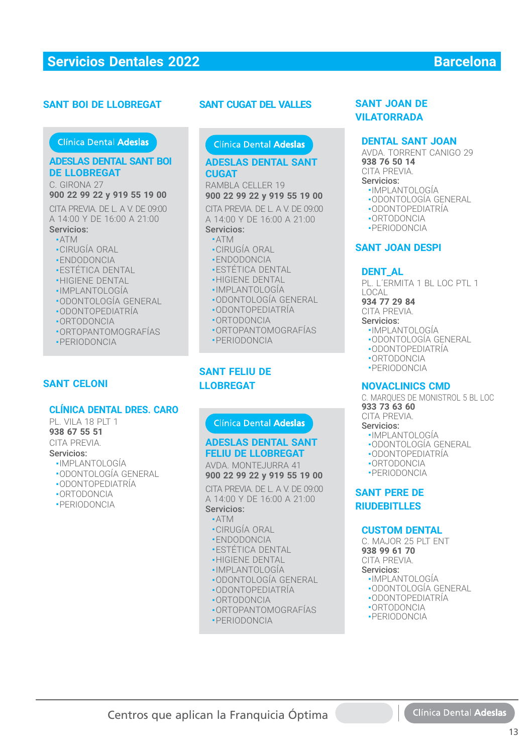# Servicios Dentales 2022 — Barcelona

## SANT BOI DE LLOBREGAT

Clínica Dental Adeslas

### ADESLAS DENTAL SANT BOI DE LLOBREGAT

C. GIRONA 27
**900 22 99 22 y 919 55 19 00**
CITA PREVIA. DE L. A V. DE 09:00 A 14:00 Y DE 16:00 A 21:00
**Servicios:**
- ATM
- CIRUGÍA ORAL
- ENDODONCIA
- ESTÉTICA DENTAL
- HIGIENE DENTAL
- IMPLANTOLOGÍA
- ODONTOLOGÍA GENERAL
- ODONTOPEDIATRÍA
- ORTODONCIA
- ORTOPANTOMOGRAFÍAS
- PERIODONCIA

## SANT CELONI

### CLÍNICA DENTAL DRES. CARO

PL. VILA 18 PLT 1
**938 67 55 51**
CITA PREVIA.
**Servicios:**
- IMPLANTOLOGÍA
- ODONTOLOGÍA GENERAL
- ODONTOPEDIATRÍA
- ORTODONCIA
- PERIODONCIA

## SANT CUGAT DEL VALLES

Clínica Dental Adeslas

### ADESLAS DENTAL SANT CUGAT

RAMBLA CELLER 19
**900 22 99 22 y 919 55 19 00**
CITA PREVIA. DE L. A V. DE 09:00 A 14:00 Y DE 16:00 A 21:00
**Servicios:**
- ATM
- CIRUGÍA ORAL
- ENDODONCIA
- ESTÉTICA DENTAL
- HIGIENE DENTAL
- IMPLANTOLOGÍA
- ODONTOLOGÍA GENERAL
- ODONTOPEDIATRÍA
- ORTODONCIA
- ORTOPANTOMOGRAFÍAS
- PERIODONCIA

## SANT FELIU DE LLOBREGAT

Clínica Dental Adeslas

### ADESLAS DENTAL SANT FELIU DE LLOBREGAT

AVDA. MONTEJURRA 41
**900 22 99 22 y 919 55 19 00**
CITA PREVIA. DE L. A V. DE 09:00 A 14:00 Y DE 16:00 A 21:00
**Servicios:**
- ATM
- CIRUGÍA ORAL
- ENDODONCIA
- ESTÉTICA DENTAL
- HIGIENE DENTAL
- IMPLANTOLOGÍA
- ODONTOLOGÍA GENERAL
- ODONTOPEDIATRÍA
- ORTODONCIA
- ORTOPANTOMOGRAFÍAS
- PERIODONCIA

## SANT JOAN DE VILATORRADA

### DENTAL SANT JOAN

AVDA. TORRENT CANIGO 29
**938 76 50 14**
CITA PREVIA.
**Servicios:**
- IMPLANTOLOGÍA
- ODONTOLOGÍA GENERAL
- ODONTOPEDIATRÍA
- ORTODONCIA
- PERIODONCIA

## SANT JOAN DESPI

### DENT_AL

PL. L´ERMITA 1 BL LOC PTL 1 LOCAL
**934 77 29 84**
CITA PREVIA.
**Servicios:**
- IMPLANTOLOGÍA
- ODONTOLOGÍA GENERAL
- ODONTOPEDIATRÍA
- ORTODONCIA
- PERIODONCIA

### NOVACLINICS CMD

C. MARQUES DE MONISTROL 5 BL LOC
**933 73 63 60**
CITA PREVIA.
**Servicios:**
- IMPLANTOLOGÍA
- ODONTOLOGÍA GENERAL
- ODONTOPEDIATRÍA
- ORTODONCIA
- PERIODONCIA

## SANT PERE DE RIUDEBITLLES

### CUSTOM DENTAL

C. MAJOR 25 PLT ENT
**938 99 61 70**
CITA PREVIA.
**Servicios:**
- IMPLANTOLOGÍA
- ODONTOLOGÍA GENERAL
- ODONTOPEDIATRÍA
- ORTODONCIA
- PERIODONCIA

Centros que aplican la Franquicia Óptima | Clínica Dental Adeslas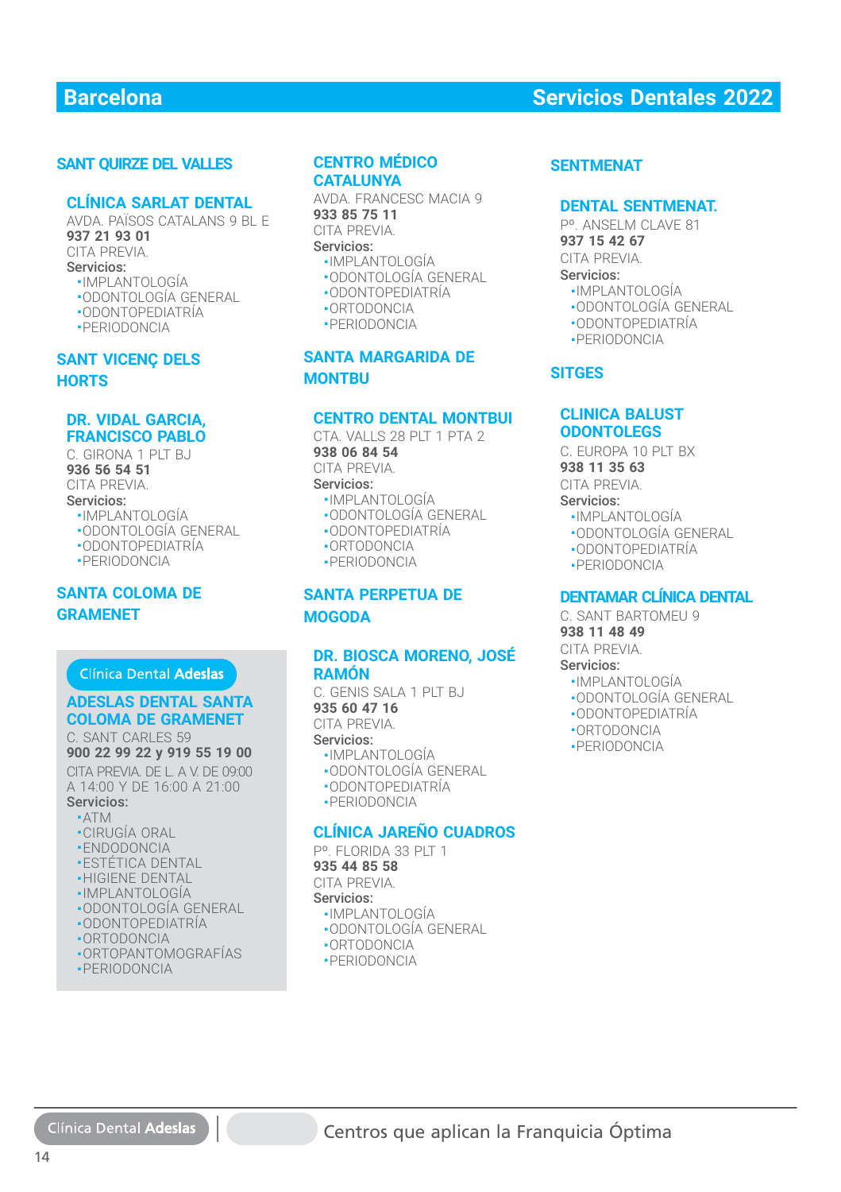# Barcelona — Servicios Dentales 2022

## SANT QUIRZE DEL VALLES

### CLÍNICA SARLAT DENTAL

AVDA. PAÏSOS CATALANS 9 BL E
**937 21 93 01**
CITA PREVIA.
**Servicios:**
- IMPLANTOLOGÍA
- ODONTOLOGÍA GENERAL
- ODONTOPEDIATRÍA
- PERIODONCIA

## SANT VICENÇ DELS HORTS

### DR. VIDAL GARCIA, FRANCISCO PABLO

C. GIRONA 1 PLT BJ
**936 56 54 51**
CITA PREVIA.
**Servicios:**
- IMPLANTOLOGÍA
- ODONTOLOGÍA GENERAL
- ODONTOPEDIATRÍA
- PERIODONCIA

## SANTA COLOMA DE GRAMENET

Clínica Dental Adeslas

### ADESLAS DENTAL SANTA COLOMA DE GRAMENET

C. SANT CARLES 59
**900 22 99 22 y 919 55 19 00**
CITA PREVIA. DE L. A V. DE 09:00 A 14:00 Y DE 16:00 A 21:00
**Servicios:**
- ATM
- CIRUGÍA ORAL
- ENDODONCIA
- ESTÉTICA DENTAL
- HIGIENE DENTAL
- IMPLANTOLOGÍA
- ODONTOLOGÍA GENERAL
- ODONTOPEDIATRÍA
- ORTODONCIA
- ORTOPANTOMOGRAFÍAS
- PERIODONCIA

### CENTRO MÉDICO CATALUNYA

AVDA. FRANCESC MACIA 9
**933 85 75 11**
CITA PREVIA.
**Servicios:**
- IMPLANTOLOGÍA
- ODONTOLOGÍA GENERAL
- ODONTOPEDIATRÍA
- ORTODONCIA
- PERIODONCIA

## SANTA MARGARIDA DE MONTBU

### CENTRO DENTAL MONTBUI

CTA. VALLS 28 PLT 1 PTA 2
**938 06 84 54**
CITA PREVIA.
**Servicios:**
- IMPLANTOLOGÍA
- ODONTOLOGÍA GENERAL
- ODONTOPEDIATRÍA
- ORTODONCIA
- PERIODONCIA

## SANTA PERPETUA DE MOGODA

### DR. BIOSCA MORENO, JOSÉ RAMÓN

C. GENIS SALA 1 PLT BJ
**935 60 47 16**
CITA PREVIA.
**Servicios:**
- IMPLANTOLOGÍA
- ODONTOLOGÍA GENERAL
- ODONTOPEDIATRÍA
- PERIODONCIA

### CLÍNICA JAREÑO CUADROS

Pº. FLORIDA 33 PLT 1
**935 44 85 58**
CITA PREVIA.
**Servicios:**
- IMPLANTOLOGÍA
- ODONTOLOGÍA GENERAL
- ORTODONCIA
- PERIODONCIA

## SENTMENAT

### DENTAL SENTMENAT.

Pº. ANSELM CLAVE 81
**937 15 42 67**
CITA PREVIA.
**Servicios:**
- IMPLANTOLOGÍA
- ODONTOLOGÍA GENERAL
- ODONTOPEDIATRÍA
- PERIODONCIA

## SITGES

### CLINICA BALUST ODONTOLEGS

C. EUROPA 10 PLT BX
**938 11 35 63**
CITA PREVIA.
**Servicios:**
- IMPLANTOLOGÍA
- ODONTOLOGÍA GENERAL
- ODONTOPEDIATRÍA
- PERIODONCIA

### DENTAMAR CLÍNICA DENTAL

C. SANT BARTOMEU 9
**938 11 48 49**
CITA PREVIA.
**Servicios:**
- IMPLANTOLOGÍA
- ODONTOLOGÍA GENERAL
- ODONTOPEDIATRÍA
- ORTODONCIA
- PERIODONCIA

Clínica Dental Adeslas | Centros que aplican la Franquicia Óptima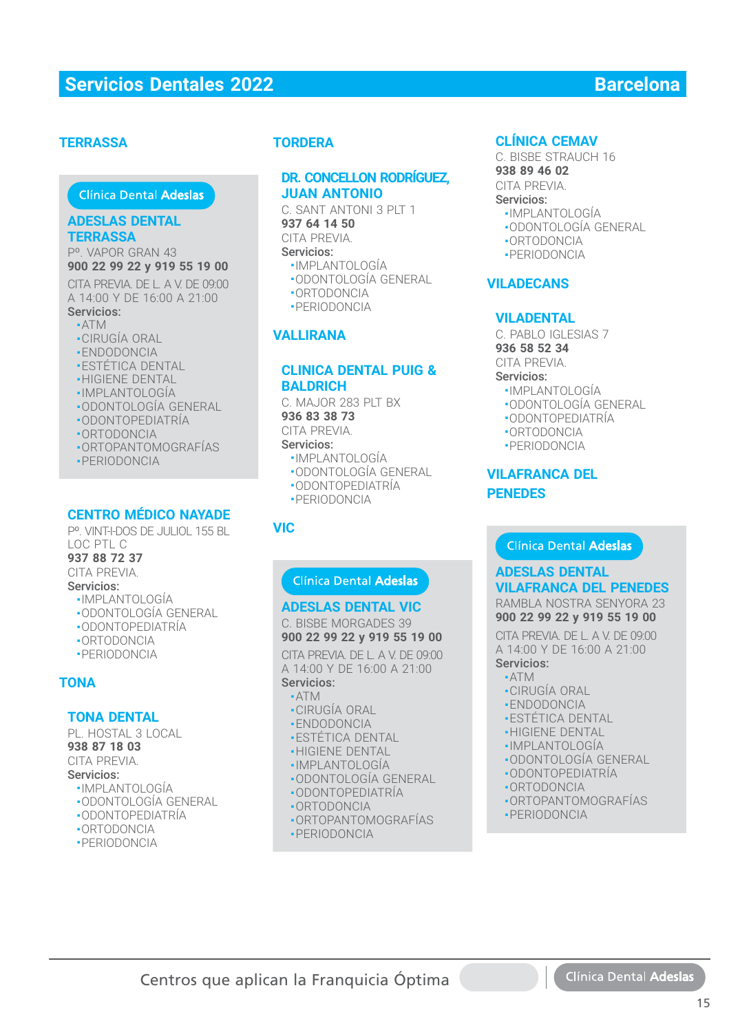# Servicios Dentales 2022 — Barcelona

## TERRASSA

Clínica Dental Adeslas

### ADESLAS DENTAL TERRASSA

Pº. VAPOR GRAN 43
**900 22 99 22 y 919 55 19 00**
CITA PREVIA. DE L. A V. DE 09:00 A 14:00 Y DE 16:00 A 21:00
**Servicios:**
- ATM
- CIRUGÍA ORAL
- ENDODONCIA
- ESTÉTICA DENTAL
- HIGIENE DENTAL
- IMPLANTOLOGÍA
- ODONTOLOGÍA GENERAL
- ODONTOPEDIATRÍA
- ORTODONCIA
- ORTOPANTOMOGRAFÍAS
- PERIODONCIA

### CENTRO MÉDICO NAYADE

Pº. VINT-I-DOS DE JULIOL 155 BL LOC PTL C
**937 88 72 37**
CITA PREVIA.
**Servicios:**
- IMPLANTOLOGÍA
- ODONTOLOGÍA GENERAL
- ODONTOPEDIATRÍA
- ORTODONCIA
- PERIODONCIA

## TONA

### TONA DENTAL

PL. HOSTAL 3 LOCAL
**938 87 18 03**
CITA PREVIA.
**Servicios:**
- IMPLANTOLOGÍA
- ODONTOLOGÍA GENERAL
- ODONTOPEDIATRÍA
- ORTODONCIA
- PERIODONCIA

## TORDERA

### DR. CONCELLON RODRÍGUEZ, JUAN ANTONIO

C. SANT ANTONI 3 PLT 1
**937 64 14 50**
CITA PREVIA.
**Servicios:**
- IMPLANTOLOGÍA
- ODONTOLOGÍA GENERAL
- ORTODONCIA
- PERIODONCIA

## VALLIRANA

### CLINICA DENTAL PUIG & BALDRICH

C. MAJOR 283 PLT BX
**936 83 38 73**
CITA PREVIA.
**Servicios:**
- IMPLANTOLOGÍA
- ODONTOLOGÍA GENERAL
- ODONTOPEDIATRÍA
- PERIODONCIA

## VIC

Clínica Dental Adeslas

### ADESLAS DENTAL VIC

C. BISBE MORGADES 39
**900 22 99 22 y 919 55 19 00**
CITA PREVIA. DE L. A V. DE 09:00 A 14:00 Y DE 16:00 A 21:00
**Servicios:**
- ATM
- CIRUGÍA ORAL
- ENDODONCIA
- ESTÉTICA DENTAL
- HIGIENE DENTAL
- IMPLANTOLOGÍA
- ODONTOLOGÍA GENERAL
- ODONTOPEDIATRÍA
- ORTODONCIA
- ORTOPANTOMOGRAFÍAS
- PERIODONCIA

### CLÍNICA CEMAV

C. BISBE STRAUCH 16
**938 89 46 02**
CITA PREVIA.
**Servicios:**
- IMPLANTOLOGÍA
- ODONTOLOGÍA GENERAL
- ORTODONCIA
- PERIODONCIA

## VILADECANS

### VILADENTAL

C. PABLO IGLESIAS 7
**936 58 52 34**
CITA PREVIA.
**Servicios:**
- IMPLANTOLOGÍA
- ODONTOLOGÍA GENERAL
- ODONTOPEDIATRÍA
- ORTODONCIA
- PERIODONCIA

## VILAFRANCA DEL PENEDES

Clínica Dental Adeslas

### ADESLAS DENTAL VILAFRANCA DEL PENEDES

RAMBLA NOSTRA SENYORA 23
**900 22 99 22 y 919 55 19 00**
CITA PREVIA. DE L. A V. DE 09:00 A 14:00 Y DE 16:00 A 21:00
**Servicios:**
- ATM
- CIRUGÍA ORAL
- ENDODONCIA
- ESTÉTICA DENTAL
- HIGIENE DENTAL
- IMPLANTOLOGÍA
- ODONTOLOGÍA GENERAL
- ODONTOPEDIATRÍA
- ORTODONCIA
- ORTOPANTOMOGRAFÍAS
- PERIODONCIA

Centros que aplican la Franquicia Óptima | Clínica Dental Adeslas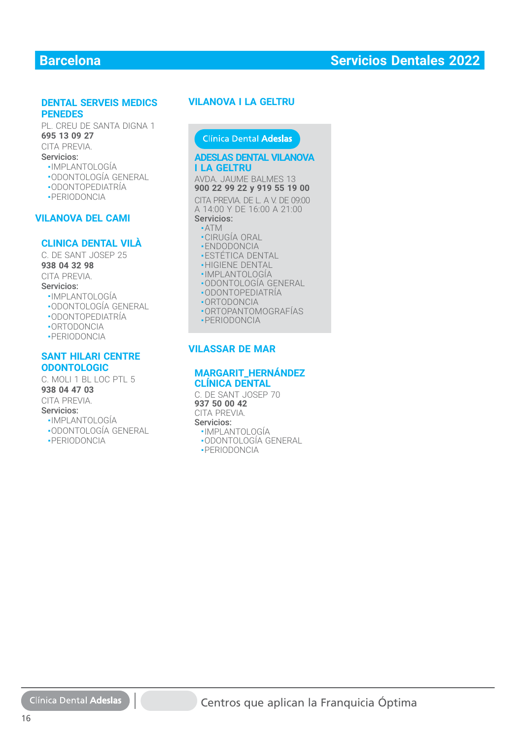# Barcelona — Servicios Dentales 2022

### DENTAL SERVEIS MEDICS PENEDES

PL. CREU DE SANTA DIGNA 1
**695 13 09 27**
CITA PREVIA.
**Servicios:**
- IMPLANTOLOGÍA
- ODONTOLOGÍA GENERAL
- ODONTOPEDIATRÍA
- PERIODONCIA

## VILANOVA DEL CAMI

### CLINICA DENTAL VILÀ

C. DE SANT JOSEP 25
**938 04 32 98**
CITA PREVIA.
**Servicios:**
- IMPLANTOLOGÍA
- ODONTOLOGÍA GENERAL
- ODONTOPEDIATRÍA
- ORTODONCIA
- PERIODONCIA

### SANT HILARI CENTRE ODONTOLOGIC

C. MOLI 1 BL LOC PTL 5
**938 04 47 03**
CITA PREVIA.
**Servicios:**
- IMPLANTOLOGÍA
- ODONTOLOGÍA GENERAL
- PERIODONCIA

## VILANOVA I LA GELTRU

Clínica Dental **Adeslas**

### ADESLAS DENTAL VILANOVA I LA GELTRU

AVDA. JAUME BALMES 13
**900 22 99 22 y 919 55 19 00**
CITA PREVIA. DE L. A V. DE 09:00 A 14:00 Y DE 16:00 A 21:00
**Servicios:**
- ATM
- CIRUGÍA ORAL
- ENDODONCIA
- ESTÉTICA DENTAL
- HIGIENE DENTAL
- IMPLANTOLOGÍA
- ODONTOLOGÍA GENERAL
- ODONTOPEDIATRÍA
- ORTODONCIA
- ORTOPANTOMOGRAFÍAS
- PERIODONCIA

## VILASSAR DE MAR

### MARGARIT_HERNÁNDEZ CLÍNICA DENTAL

C. DE SANT JOSEP 70
**937 50 00 42**
CITA PREVIA.
**Servicios:**
- IMPLANTOLOGÍA
- ODONTOLOGÍA GENERAL
- PERIODONCIA

Clínica Dental **Adeslas** | Centros que aplican la Franquicia Óptima